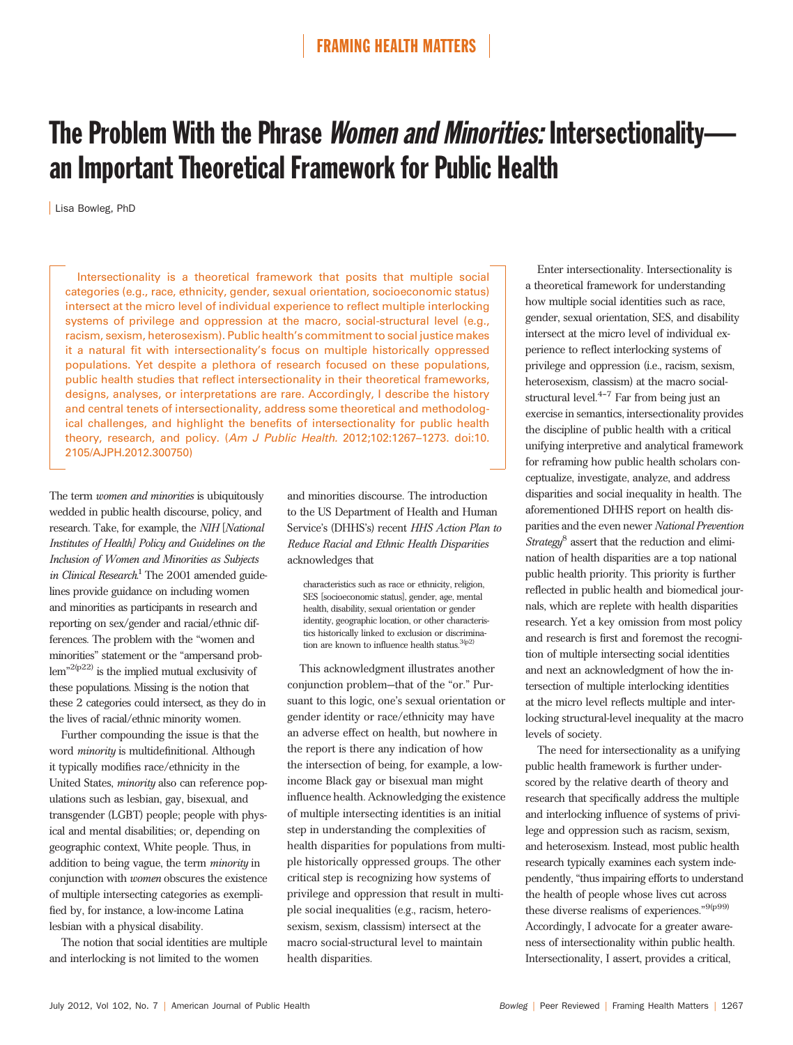FRAMING HEALTH MATTERS

# The Problem With the Phrase *Women and Minorities:* Intersectionality—an Important Theoretical Framework for Public Health

Lisa Bowleg, PhD

Intersectionality is a theoretical framework that posits that multiple social categories (e.g., race, ethnicity, gender, sexual orientation, socioeconomic status) intersect at the micro level of individual experience to reflect multiple interlocking systems of privilege and oppression at the macro, social-structural level (e.g., racism, sexism, heterosexism). Public health's commitment to social justice makes it a natural fit with intersectionality's focus on multiple historically oppressed populations. Yet despite a plethora of research focused on these populations, public health studies that reflect intersectionality in their theoretical frameworks, designs, analyses, or interpretations are rare. Accordingly, I describe the history and central tenets of intersectionality, address some theoretical and methodological challenges, and highlight the benefits of intersectionality for public health theory, research, and policy. (*Am J Public Health*. 2012;102:1267–1273. doi:10.2105/AJPH.2012.300750)

The term *women and minorities* is ubiquitously wedded in public health discourse, policy, and research. Take, for example, the *NIH [National Institutes of Health] Policy and Guidelines on the Inclusion of Women and Minorities as Subjects in Clinical Research*.[1] The 2001 amended guidelines provide guidance on including women and minorities as participants in research and reporting on sex/gender and racial/ethnic differences. The problem with the "women and minorities" statement or the "ampersand problem"[2(p22)] is the implied mutual exclusivity of these populations. Missing is the notion that these 2 categories could intersect, as they do in the lives of racial/ethnic minority women.

Further compounding the issue is that the word *minority* is multidefinitional. Although it typically modifies race/ethnicity in the United States, *minority* also can reference populations such as lesbian, gay, bisexual, and transgender (LGBT) people; people with physical and mental disabilities; or, depending on geographic context, White people. Thus, in addition to being vague, the term *minority* in conjunction with *women* obscures the existence of multiple intersecting categories as exemplified by, for instance, a low-income Latina lesbian with a physical disability.

The notion that social identities are multiple and interlocking is not limited to the women and minorities discourse. The introduction to the US Department of Health and Human Service's (DHHS's) recent *HHS Action Plan to Reduce Racial and Ethnic Health Disparities* acknowledges that

> characteristics such as race or ethnicity, religion, SES [socioeconomic status], gender, age, mental health, disability, sexual orientation or gender identity, geographic location, or other characteristics historically linked to exclusion or discrimination are known to influence health status.[3(p2)]

This acknowledgment illustrates another conjunction problem—that of the "or." Pursuant to this logic, one's sexual orientation or gender identity or race/ethnicity may have an adverse effect on health, but nowhere in the report is there any indication of how the intersection of being, for example, a low-income Black gay or bisexual man might influence health. Acknowledging the existence of multiple intersecting identities is an initial step in understanding the complexities of health disparities for populations from multiple historically oppressed groups. The other critical step is recognizing how systems of privilege and oppression that result in multiple social inequalities (e.g., racism, heterosexism, sexism, classism) intersect at the macro social-structural level to maintain health disparities.

Enter intersectionality. Intersectionality is a theoretical framework for understanding how multiple social identities such as race, gender, sexual orientation, SES, and disability intersect at the micro level of individual experience to reflect interlocking systems of privilege and oppression (i.e., racism, sexism, heterosexism, classism) at the macro social-structural level.[4–7] Far from being just an exercise in semantics, intersectionality provides the discipline of public health with a critical unifying interpretive and analytical framework for reframing how public health scholars conceptualize, investigate, analyze, and address disparities and social inequality in health. The aforementioned DHHS report on health disparities and the even newer *National Prevention Strategy*[8] assert that the reduction and elimination of health disparities are a top national public health priority. This priority is further reflected in public health and biomedical journals, which are replete with health disparities research. Yet a key omission from most policy and research is first and foremost the recognition of multiple intersecting social identities and next an acknowledgment of how the intersection of multiple interlocking identities at the micro level reflects multiple and interlocking structural-level inequality at the macro levels of society.

The need for intersectionality as a unifying public health framework is further underscored by the relative dearth of theory and research that specifically address the multiple and interlocking influence of systems of privilege and oppression such as racism, sexism, and heterosexism. Instead, most public health research typically examines each system independently, "thus impairing efforts to understand the health of people whose lives cut across these diverse realisms of experiences."[9(p99)] Accordingly, I advocate for a greater awareness of intersectionality within public health. Intersectionality, I assert, provides a critical,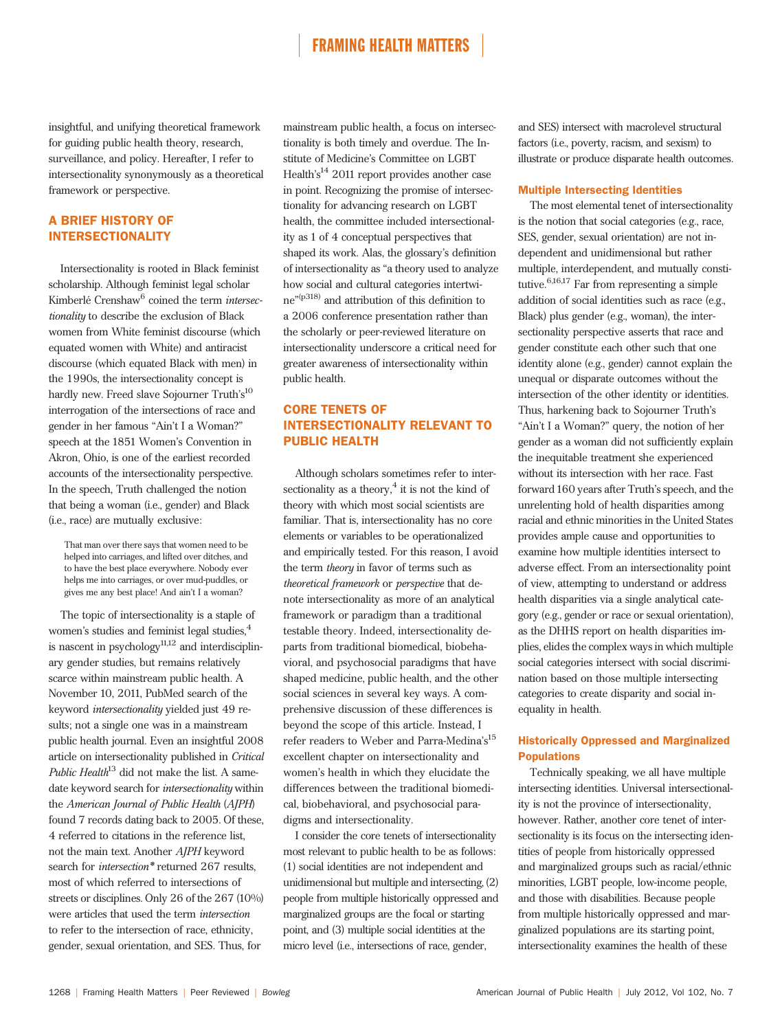insightful, and unifying theoretical framework for guiding public health theory, research, surveillance, and policy. Hereafter, I refer to intersectionality synonymously as a theoretical framework or perspective.

## A BRIEF HISTORY OF INTERSECTIONALITY

Intersectionality is rooted in Black feminist scholarship. Although feminist legal scholar Kimberlé Crenshaw[6] coined the term *intersectionality* to describe the exclusion of Black women from White feminist discourse (which equated women with White) and antiracist discourse (which equated Black with men) in the 1990s, the intersectionality concept is hardly new. Freed slave Sojourner Truth's[10] interrogation of the intersections of race and gender in her famous "Ain't I a Woman?" speech at the 1851 Women's Convention in Akron, Ohio, is one of the earliest recorded accounts of the intersectionality perspective. In the speech, Truth challenged the notion that being a woman (i.e., gender) and Black (i.e., race) are mutually exclusive:

> That man over there says that women need to be helped into carriages, and lifted over ditches, and to have the best place everywhere. Nobody ever helps me into carriages, or over mud-puddles, or gives me any best place! And ain't I a woman?

The topic of intersectionality is a staple of women's studies and feminist legal studies,[4] is nascent in psychology[11,12] and interdisciplinary gender studies, but remains relatively scarce within mainstream public health. A November 10, 2011, PubMed search of the keyword *intersectionality* yielded just 49 results; not a single one was in a mainstream public health journal. Even an insightful 2008 article on intersectionality published in *Critical Public Health*[13] did not make the list. A same-date keyword search for *intersectionality* within the *American Journal of Public Health* (*AJPH*) found 7 records dating back to 2005. Of these, 4 referred to citations in the reference list, not the main text. Another *AJPH* keyword search for *intersection** returned 267 results, most of which referred to intersections of streets or disciplines. Only 26 of the 267 (10%) were articles that used the term *intersection* to refer to the intersection of race, ethnicity, gender, sexual orientation, and SES. Thus, for mainstream public health, a focus on intersectionality is both timely and overdue. The Institute of Medicine's Committee on LGBT Health's[14] 2011 report provides another case in point. Recognizing the promise of intersectionality for advancing research on LGBT health, the committee included intersectionality as 1 of 4 conceptual perspectives that shaped its work. Alas, the glossary's definition of intersectionality as "a theory used to analyze how social and cultural categories intertwine"[(p318)] and attribution of this definition to a 2006 conference presentation rather than the scholarly or peer-reviewed literature on intersectionality underscore a critical need for greater awareness of intersectionality within public health.

## CORE TENETS OF INTERSECTIONALITY RELEVANT TO PUBLIC HEALTH

Although scholars sometimes refer to intersectionality as a theory,[4] it is not the kind of theory with which most social scientists are familiar. That is, intersectionality has no core elements or variables to be operationalized and empirically tested. For this reason, I avoid the term *theory* in favor of terms such as *theoretical framework* or *perspective* that denote intersectionality as more of an analytical framework or paradigm than a traditional testable theory. Indeed, intersectionality departs from traditional biomedical, biobehavioral, and psychosocial paradigms that have shaped medicine, public health, and the other social sciences in several key ways. A comprehensive discussion of these differences is beyond the scope of this article. Instead, I refer readers to Weber and Parra-Medina's[15] excellent chapter on intersectionality and women's health in which they elucidate the differences between the traditional biomedical, biobehavioral, and psychosocial paradigms and intersectionality.

I consider the core tenets of intersectionality most relevant to public health to be as follows: (1) social identities are not independent and unidimensional but multiple and intersecting, (2) people from multiple historically oppressed and marginalized groups are the focal or starting point, and (3) multiple social identities at the micro level (i.e., intersections of race, gender, and SES) intersect with macrolevel structural factors (i.e., poverty, racism, and sexism) to illustrate or produce disparate health outcomes.

### Multiple Intersecting Identities

The most elemental tenet of intersectionality is the notion that social categories (e.g., race, SES, gender, sexual orientation) are not independent and unidimensional but rather multiple, interdependent, and mutually constitutive.[6,16,17] Far from representing a simple addition of social identities such as race (e.g., Black) plus gender (e.g., woman), the intersectionality perspective asserts that race and gender constitute each other such that one identity alone (e.g., gender) cannot explain the unequal or disparate outcomes without the intersection of the other identity or identities. Thus, harkening back to Sojourner Truth's "Ain't I a Woman?" query, the notion of her gender as a woman did not sufficiently explain the inequitable treatment she experienced without its intersection with her race. Fast forward 160 years after Truth's speech, and the unrelenting hold of health disparities among racial and ethnic minorities in the United States provides ample cause and opportunities to examine how multiple identities intersect to adverse effect. From an intersectionality point of view, attempting to understand or address health disparities via a single analytical category (e.g., gender or race or sexual orientation), as the DHHS report on health disparities implies, elides the complex ways in which multiple social categories intersect with social discrimination based on those multiple intersecting categories to create disparity and social inequality in health.

### Historically Oppressed and Marginalized Populations

Technically speaking, we all have multiple intersecting identities. Universal intersectionality is not the province of intersectionality, however. Rather, another core tenet of intersectionality is its focus on the intersecting identities of people from historically oppressed and marginalized groups such as racial/ethnic minorities, LGBT people, low-income people, and those with disabilities. Because people from multiple historically oppressed and marginalized populations are its starting point, intersectionality examines the health of these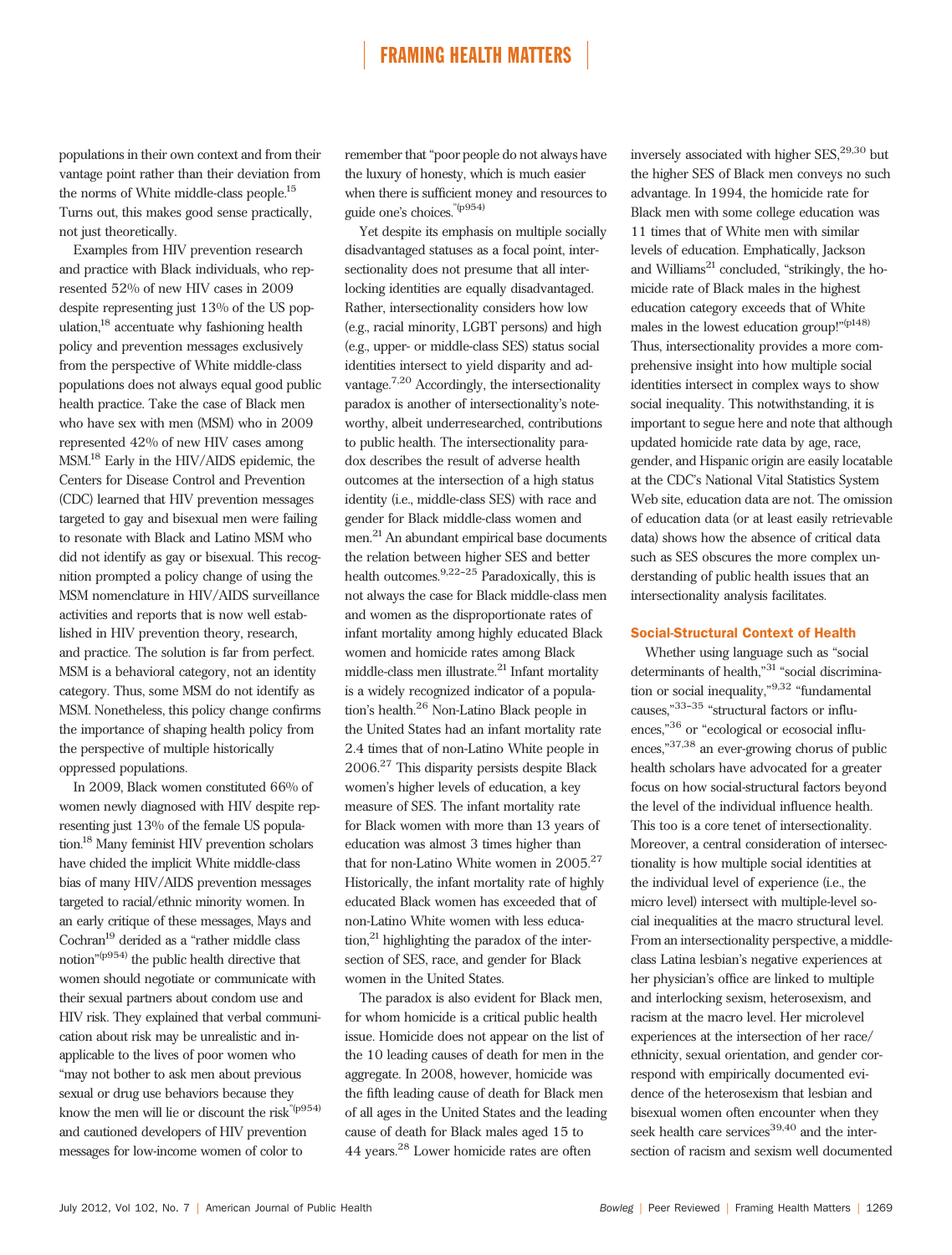populations in their own context and from their vantage point rather than their deviation from the norms of White middle-class people.[15] Turns out, this makes good sense practically, not just theoretically.

Examples from HIV prevention research and practice with Black individuals, who represented 52% of new HIV cases in 2009 despite representing just 13% of the US population,[18] accentuate why fashioning health policy and prevention messages exclusively from the perspective of White middle-class populations does not always equal good public health practice. Take the case of Black men who have sex with men (MSM) who in 2009 represented 42% of new HIV cases among MSM.[18] Early in the HIV/AIDS epidemic, the Centers for Disease Control and Prevention (CDC) learned that HIV prevention messages targeted to gay and bisexual men were failing to resonate with Black and Latino MSM who did not identify as gay or bisexual. This recognition prompted a policy change of using the MSM nomenclature in HIV/AIDS surveillance activities and reports that is now well established in HIV prevention theory, research, and practice. The solution is far from perfect. MSM is a behavioral category, not an identity category. Thus, some MSM do not identify as MSM. Nonetheless, this policy change confirms the importance of shaping health policy from the perspective of multiple historically oppressed populations.

In 2009, Black women constituted 66% of women newly diagnosed with HIV despite representing just 13% of the female US population.[18] Many feminist HIV prevention scholars have chided the implicit White middle-class bias of many HIV/AIDS prevention messages targeted to racial/ethnic minority women. In an early critique of these messages, Mays and Cochran[19] derided as a "rather middle class notion"[(p954)] the public health directive that women should negotiate or communicate with their sexual partners about condom use and HIV risk. They explained that verbal communication about risk may be unrealistic and inapplicable to the lives of poor women who "may not bother to ask men about previous sexual or drug use behaviors because they know the men will lie or discount the risk"[(p954)] and cautioned developers of HIV prevention messages for low-income women of color to remember that "poor people do not always have the luxury of honesty, which is much easier when there is sufficient money and resources to guide one's choices."[(p954)]

Yet despite its emphasis on multiple socially disadvantaged statuses as a focal point, intersectionality does not presume that all interlocking identities are equally disadvantaged. Rather, intersectionality considers how low (e.g., racial minority, LGBT persons) and high (e.g., upper- or middle-class SES) status social identities intersect to yield disparity and advantage.[7,20] Accordingly, the intersectionality paradox is another of intersectionality's noteworthy, albeit underresearched, contributions to public health. The intersectionality paradox describes the result of adverse health outcomes at the intersection of a high status identity (i.e., middle-class SES) with race and gender for Black middle-class women and men.[21] An abundant empirical base documents the relation between higher SES and better health outcomes.[9,22–25] Paradoxically, this is not always the case for Black middle-class men and women as the disproportionate rates of infant mortality among highly educated Black women and homicide rates among Black middle-class men illustrate.[21] Infant mortality is a widely recognized indicator of a population's health.[26] Non-Latino Black people in the United States had an infant mortality rate 2.4 times that of non-Latino White people in 2006.[27] This disparity persists despite Black women's higher levels of education, a key measure of SES. The infant mortality rate for Black women with more than 13 years of education was almost 3 times higher than that for non-Latino White women in 2005.[27] Historically, the infant mortality rate of highly educated Black women has exceeded that of non-Latino White women with less education,[21] highlighting the paradox of the intersection of SES, race, and gender for Black women in the United States.

The paradox is also evident for Black men, for whom homicide is a critical public health issue. Homicide does not appear on the list of the 10 leading causes of death for men in the aggregate. In 2008, however, homicide was the fifth leading cause of death for Black men of all ages in the United States and the leading cause of death for Black males aged 15 to 44 years.[28] Lower homicide rates are often inversely associated with higher SES,[29,30] but the higher SES of Black men conveys no such advantage. In 1994, the homicide rate for Black men with some college education was 11 times that of White men with similar levels of education. Emphatically, Jackson and Williams[21] concluded, "strikingly, the homicide rate of Black males in the highest education category exceeds that of White males in the lowest education group!"[(p148)] Thus, intersectionality provides a more comprehensive insight into how multiple social identities intersect in complex ways to show social inequality. This notwithstanding, it is important to segue here and note that although updated homicide rate data by age, race, gender, and Hispanic origin are easily locatable at the CDC's National Vital Statistics System Web site, education data are not. The omission of education data (or at least easily retrievable data) shows how the absence of critical data such as SES obscures the more complex understanding of public health issues that an intersectionality analysis facilitates.

## Social-Structural Context of Health

Whether using language such as "social determinants of health,"[31] "social discrimination or social inequality,"[9,32] "fundamental causes,"[33–35] "structural factors or influences,"[36] or "ecological or ecosocial influences,"[37,38] an ever-growing chorus of public health scholars have advocated for a greater focus on how social-structural factors beyond the level of the individual influence health. This too is a core tenet of intersectionality. Moreover, a central consideration of intersectionality is how multiple social identities at the individual level of experience (i.e., the micro level) intersect with multiple-level social inequalities at the macro structural level. From an intersectionality perspective, a middle-class Latina lesbian's negative experiences at her physician's office are linked to multiple and interlocking sexism, heterosexism, and racism at the macro level. Her microlevel experiences at the intersection of her race/ethnicity, sexual orientation, and gender correspond with empirically documented evidence of the heterosexism that lesbian and bisexual women often encounter when they seek health care services[39,40] and the intersection of racism and sexism well documented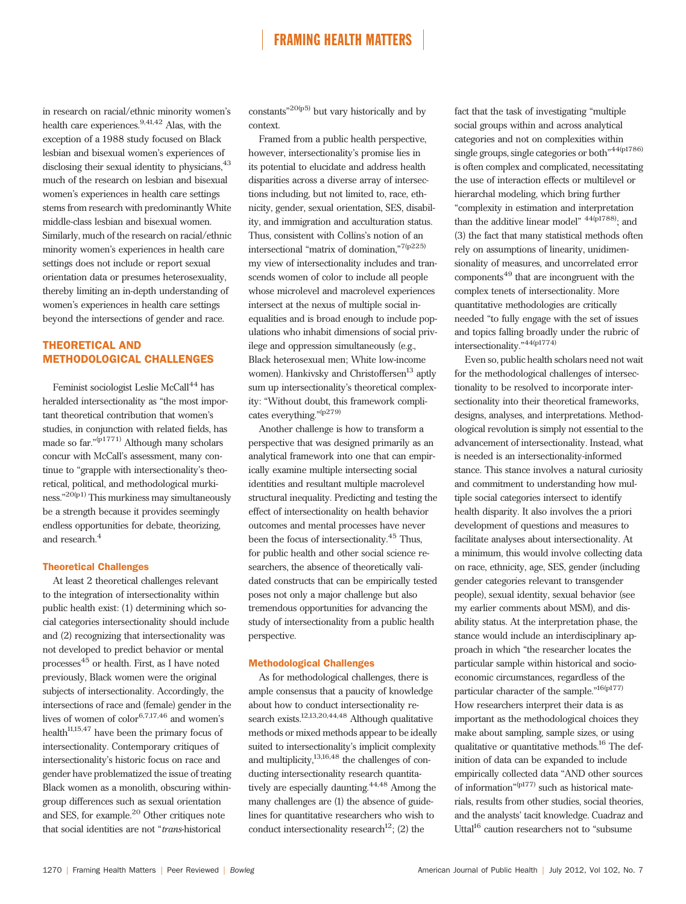in research on racial/ethnic minority women's health care experiences.[9,41,42] Alas, with the exception of a 1988 study focused on Black lesbian and bisexual women's experiences of disclosing their sexual identity to physicians,[43] much of the research on lesbian and bisexual women's experiences in health care settings stems from research with predominantly White middle-class lesbian and bisexual women. Similarly, much of the research on racial/ethnic minority women's experiences in health care settings does not include or report sexual orientation data or presumes heterosexuality, thereby limiting an in-depth understanding of women's experiences in health care settings beyond the intersections of gender and race.

## THEORETICAL AND METHODOLOGICAL CHALLENGES

Feminist sociologist Leslie McCall[44] has heralded intersectionality as "the most important theoretical contribution that women's studies, in conjunction with related fields, has made so far."[(p1771)] Although many scholars concur with McCall's assessment, many continue to "grapple with intersectionality's theoretical, political, and methodological murkiness."[20(p1)] This murkiness may simultaneously be a strength because it provides seemingly endless opportunities for debate, theorizing, and research.[4]

### Theoretical Challenges

At least 2 theoretical challenges relevant to the integration of intersectionality within public health exist: (1) determining which social categories intersectionality should include and (2) recognizing that intersectionality was not developed to predict behavior or mental processes[45] or health. First, as I have noted previously, Black women were the original subjects of intersectionality. Accordingly, the intersections of race and (female) gender in the lives of women of color[6,7,17,46] and women's health[11,15,47] have been the primary focus of intersectionality. Contemporary critiques of intersectionality's historic focus on race and gender have problematized the issue of treating Black women as a monolith, obscuring within-group differences such as sexual orientation and SES, for example.[20] Other critiques note that social identities are not "*trans*-historical constants"[20(p5)] but vary historically and by context.

Framed from a public health perspective, however, intersectionality's promise lies in its potential to elucidate and address health disparities across a diverse array of intersections including, but not limited to, race, ethnicity, gender, sexual orientation, SES, disability, and immigration and acculturation status. Thus, consistent with Collins's notion of an intersectional "matrix of domination,"[7(p225)] my view of intersectionality includes and transcends women of color to include all people whose microlevel and macrolevel experiences intersect at the nexus of multiple social inequalities and is broad enough to include populations who inhabit dimensions of social privilege and oppression simultaneously (e.g., Black heterosexual men; White low-income women). Hankivsky and Christoffersen[13] aptly sum up intersectionality's theoretical complexity: "Without doubt, this framework complicates everything."[(p279)]

Another challenge is how to transform a perspective that was designed primarily as an analytical framework into one that can empirically examine multiple intersecting social identities and resultant multiple macrolevel structural inequality. Predicting and testing the effect of intersectionality on health behavior outcomes and mental processes have never been the focus of intersectionality.[45] Thus, for public health and other social science researchers, the absence of theoretically validated constructs that can be empirically tested poses not only a major challenge but also tremendous opportunities for advancing the study of intersectionality from a public health perspective.

### Methodological Challenges

As for methodological challenges, there is ample consensus that a paucity of knowledge about how to conduct intersectionality research exists.[12,13,20,44,48] Although qualitative methods or mixed methods appear to be ideally suited to intersectionality's implicit complexity and multiplicity,[13,16,48] the challenges of conducting intersectionality research quantitatively are especially daunting.[44,48] Among the many challenges are (1) the absence of guidelines for quantitative researchers who wish to conduct intersectionality research[12]; (2) the fact that the task of investigating "multiple social groups within and across analytical categories and not on complexities within single groups, single categories or both"[44(p1786)] is often complex and complicated, necessitating the use of interaction effects or multilevel or hierarchal modeling, which bring further "complexity in estimation and interpretation than the additive linear model" [44(p1788)]; and (3) the fact that many statistical methods often rely on assumptions of linearity, unidimensionality of measures, and uncorrelated error components[49] that are incongruent with the complex tenets of intersectionality. More quantitative methodologies are critically needed "to fully engage with the set of issues and topics falling broadly under the rubric of intersectionality."[44(p1774)]

Even so, public health scholars need not wait for the methodological challenges of intersectionality to be resolved to incorporate intersectionality into their theoretical frameworks, designs, analyses, and interpretations. Methodological revolution is simply not essential to the advancement of intersectionality. Instead, what is needed is an intersectionality-informed stance. This stance involves a natural curiosity and commitment to understanding how multiple social categories intersect to identify health disparity. It also involves the a priori development of questions and measures to facilitate analyses about intersectionality. At a minimum, this would involve collecting data on race, ethnicity, age, SES, gender (including gender categories relevant to transgender people), sexual identity, sexual behavior (see my earlier comments about MSM), and disability status. At the interpretation phase, the stance would include an interdisciplinary approach in which "the researcher locates the particular sample within historical and socioeconomic circumstances, regardless of the particular character of the sample."[16(p177)] How researchers interpret their data is as important as the methodological choices they make about sampling, sample sizes, or using qualitative or quantitative methods.[16] The definition of data can be expanded to include empirically collected data "AND other sources of information"[(p177)] such as historical materials, results from other studies, social theories, and the analysts' tacit knowledge. Cuadraz and Uttal[16] caution researchers not to "subsume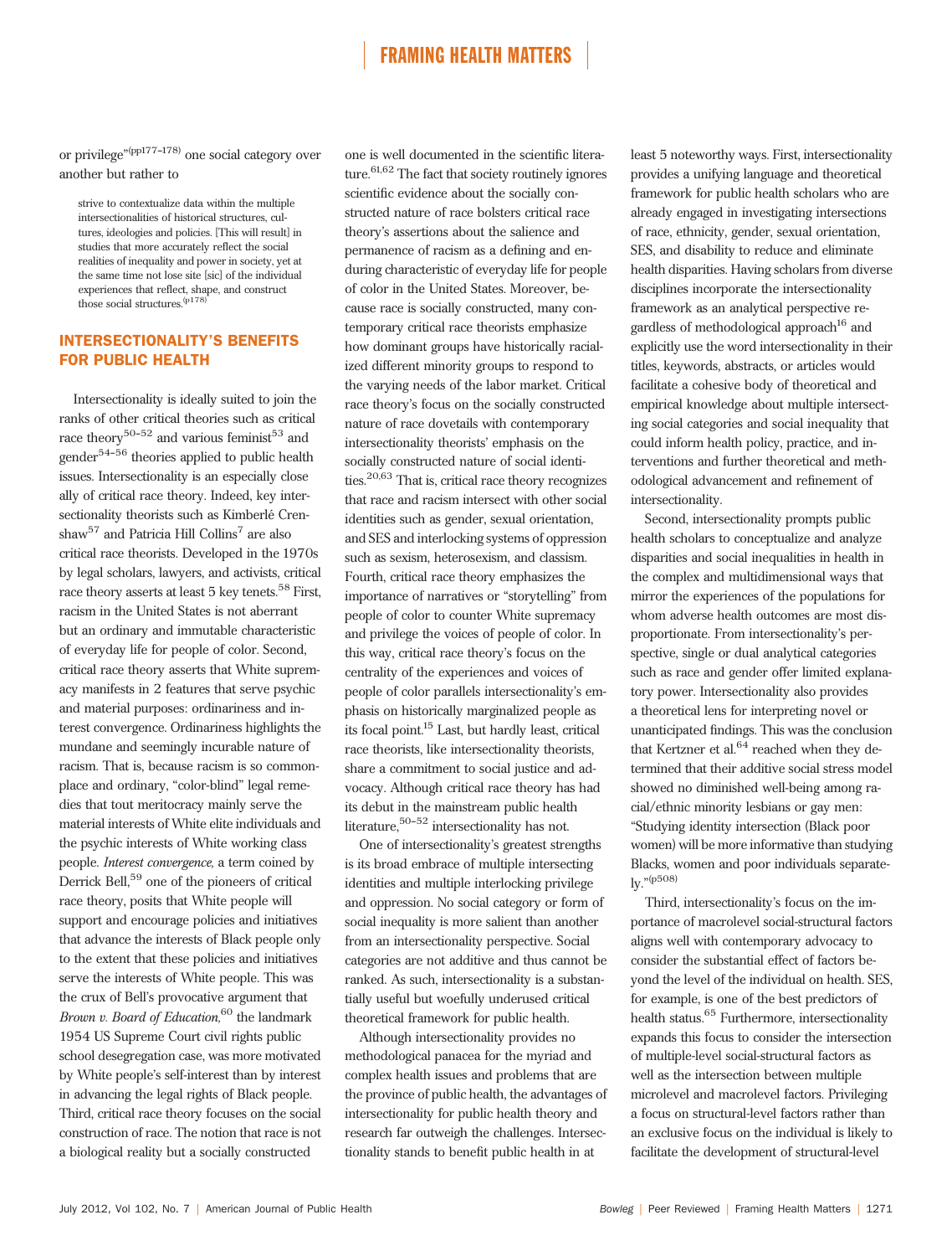or privilege"(pp177–178) one social category over another but rather to

> strive to contextualize data within the multiple intersectionalities of historical structures, cultures, ideologies and policies. [This will result] in studies that more accurately reflect the social realities of inequality and power in society, yet at the same time not lose site [sic] of the individual experiences that reflect, shape, and construct those social structures.(p178)

## INTERSECTIONALITY'S BENEFITS FOR PUBLIC HEALTH

Intersectionality is ideally suited to join the ranks of other critical theories such as critical race theory[50–52] and various feminist[53] and gender[54–56] theories applied to public health issues. Intersectionality is an especially close ally of critical race theory. Indeed, key intersectionality theorists such as Kimberlé Crenshaw[57] and Patricia Hill Collins[7] are also critical race theorists. Developed in the 1970s by legal scholars, lawyers, and activists, critical race theory asserts at least 5 key tenets.[58] First, racism in the United States is not aberrant but an ordinary and immutable characteristic of everyday life for people of color. Second, critical race theory asserts that White supremacy manifests in 2 features that serve psychic and material purposes: ordinariness and interest convergence. Ordinariness highlights the mundane and seemingly incurable nature of racism. That is, because racism is so commonplace and ordinary, "color-blind" legal remedies that tout meritocracy mainly serve the material interests of White elite individuals and the psychic interests of White working class people. *Interest convergence,* a term coined by Derrick Bell,[59] one of the pioneers of critical race theory, posits that White people will support and encourage policies and initiatives that advance the interests of Black people only to the extent that these policies and initiatives serve the interests of White people. This was the crux of Bell's provocative argument that *Brown v. Board of Education,*[60] the landmark 1954 US Supreme Court civil rights public school desegregation case, was more motivated by White people's self-interest than by interest in advancing the legal rights of Black people. Third, critical race theory focuses on the social construction of race. The notion that race is not a biological reality but a socially constructed one is well documented in the scientific literature.[61,62] The fact that society routinely ignores scientific evidence about the socially constructed nature of race bolsters critical race theory's assertions about the salience and permanence of racism as a defining and enduring characteristic of everyday life for people of color in the United States. Moreover, because race is socially constructed, many contemporary critical race theorists emphasize how dominant groups have historically racialized different minority groups to respond to the varying needs of the labor market. Critical race theory's focus on the socially constructed nature of race dovetails with contemporary intersectionality theorists' emphasis on the socially constructed nature of social identities.[20,63] That is, critical race theory recognizes that race and racism intersect with other social identities such as gender, sexual orientation, and SES and interlocking systems of oppression such as sexism, heterosexism, and classism. Fourth, critical race theory emphasizes the importance of narratives or "storytelling" from people of color to counter White supremacy and privilege the voices of people of color. In this way, critical race theory's focus on the centrality of the experiences and voices of people of color parallels intersectionality's emphasis on historically marginalized people as its focal point.[15] Last, but hardly least, critical race theorists, like intersectionality theorists, share a commitment to social justice and advocacy. Although critical race theory has had its debut in the mainstream public health literature,[50–52] intersectionality has not.

One of intersectionality's greatest strengths is its broad embrace of multiple intersecting identities and multiple interlocking privilege and oppression. No social category or form of social inequality is more salient than another from an intersectionality perspective. Social categories are not additive and thus cannot be ranked. As such, intersectionality is a substantially useful but woefully underused critical theoretical framework for public health.

Although intersectionality provides no methodological panacea for the myriad and complex health issues and problems that are the province of public health, the advantages of intersectionality for public health theory and research far outweigh the challenges. Intersectionality stands to benefit public health in at least 5 noteworthy ways. First, intersectionality provides a unifying language and theoretical framework for public health scholars who are already engaged in investigating intersections of race, ethnicity, gender, sexual orientation, SES, and disability to reduce and eliminate health disparities. Having scholars from diverse disciplines incorporate the intersectionality framework as an analytical perspective regardless of methodological approach[16] and explicitly use the word intersectionality in their titles, keywords, abstracts, or articles would facilitate a cohesive body of theoretical and empirical knowledge about multiple intersecting social categories and social inequality that could inform health policy, practice, and interventions and further theoretical and methodological advancement and refinement of intersectionality.

Second, intersectionality prompts public health scholars to conceptualize and analyze disparities and social inequalities in health in the complex and multidimensional ways that mirror the experiences of the populations for whom adverse health outcomes are most disproportionate. From intersectionality's perspective, single or dual analytical categories such as race and gender offer limited explanatory power. Intersectionality also provides a theoretical lens for interpreting novel or unanticipated findings. This was the conclusion that Kertzner et al.[64] reached when they determined that their additive social stress model showed no diminished well-being among racial/ethnic minority lesbians or gay men: "Studying identity intersection (Black poor women) will be more informative than studying Blacks, women and poor individuals separately."(p508)

Third, intersectionality's focus on the importance of macrolevel social-structural factors aligns well with contemporary advocacy to consider the substantial effect of factors beyond the level of the individual on health. SES, for example, is one of the best predictors of health status.[65] Furthermore, intersectionality expands this focus to consider the intersection of multiple-level social-structural factors as well as the intersection between multiple microlevel and macrolevel factors. Privileging a focus on structural-level factors rather than an exclusive focus on the individual is likely to facilitate the development of structural-level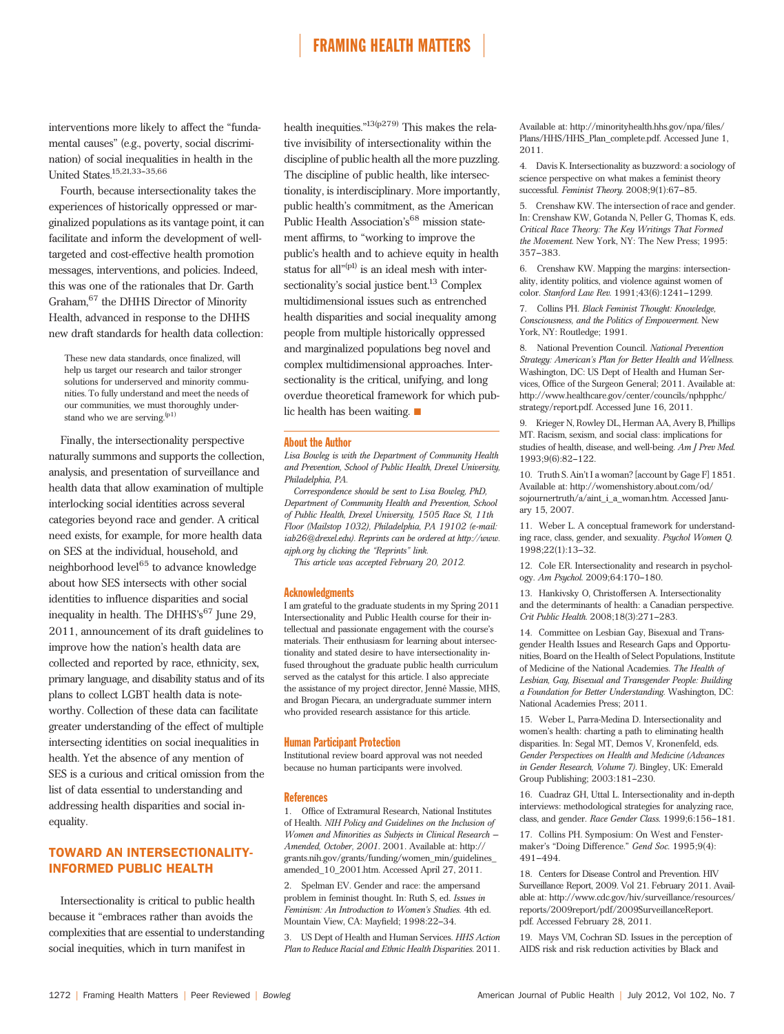interventions more likely to affect the "fundamental causes" (e.g., poverty, social discrimination) of social inequalities in health in the United States.[15,21,33–35,66]

Fourth, because intersectionality takes the experiences of historically oppressed or marginalized populations as its vantage point, it can facilitate and inform the development of well-targeted and cost-effective health promotion messages, interventions, and policies. Indeed, this was one of the rationales that Dr. Garth Graham,[67] the DHHS Director of Minority Health, advanced in response to the DHHS new draft standards for health data collection:

> These new data standards, once finalized, will help us target our research and tailor stronger solutions for underserved and minority communities. To fully understand and meet the needs of our communities, we must thoroughly understand who we are serving.[(p1)]

Finally, the intersectionality perspective naturally summons and supports the collection, analysis, and presentation of surveillance and health data that allow examination of multiple interlocking social identities across several categories beyond race and gender. A critical need exists, for example, for more health data on SES at the individual, household, and neighborhood level[65] to advance knowledge about how SES intersects with other social identities to influence disparities and social inequality in health. The DHHS's[67] June 29, 2011, announcement of its draft guidelines to improve how the nation's health data are collected and reported by race, ethnicity, sex, primary language, and disability status and of its plans to collect LGBT health data is noteworthy. Collection of these data can facilitate greater understanding of the effect of multiple intersecting identities on social inequalities in health. Yet the absence of any mention of SES is a curious and critical omission from the list of data essential to understanding and addressing health disparities and social inequality.

## TOWARD AN INTERSECTIONALITY-INFORMED PUBLIC HEALTH

Intersectionality is critical to public health because it "embraces rather than avoids the complexities that are essential to understanding social inequities, which in turn manifest in health inequities."[13(p279)] This makes the relative invisibility of intersectionality within the discipline of public health all the more puzzling. The discipline of public health, like intersectionality, is interdisciplinary. More importantly, public health's commitment, as the American Public Health Association's[68] mission statement affirms, to "working to improve the public's health and to achieve equity in health status for all"[(p1)] is an ideal mesh with intersectionality's social justice bent.[13] Complex multidimensional issues such as entrenched health disparities and social inequality among people from multiple historically oppressed and marginalized populations beg novel and complex multidimensional approaches. Intersectionality is the critical, unifying, and long overdue theoretical framework for which public health has been waiting. ■

### About the Author

*Lisa Bowleg is with the Department of Community Health and Prevention, School of Public Health, Drexel University, Philadelphia, PA.*

*Correspondence should be sent to Lisa Bowleg, PhD, Department of Community Health and Prevention, School of Public Health, Drexel University, 1505 Race St, 11th Floor (Mailstop 1032), Philadelphia, PA 19102 (e-mail: iab26@drexel.edu). Reprints can be ordered at http://www.ajph.org by clicking the "Reprints" link.*

*This article was accepted February 20, 2012.*

### Acknowledgments

I am grateful to the graduate students in my Spring 2011 Intersectionality and Public Health course for their intellectual and passionate engagement with the course's materials. Their enthusiasm for learning about intersectionality and stated desire to have intersectionality infused throughout the graduate public health curriculum served as the catalyst for this article. I also appreciate the assistance of my project director, Jenné Massie, MHS, and Brogan Piecara, an undergraduate summer intern who provided research assistance for this article.

### Human Participant Protection

Institutional review board approval was not needed because no human participants were involved.

### References

1. Office of Extramural Research, National Institutes of Health. *NIH Policy and Guidelines on the Inclusion of Women and Minorities as Subjects in Clinical Research – Amended, October, 2001*. 2001. Available at: http://grants.nih.gov/grants/funding/women_min/guidelines_amended_10_2001.htm. Accessed April 27, 2011.
2. Spelman EV. Gender and race: the ampersand problem in feminist thought. In: Ruth S, ed. *Issues in Feminism: An Introduction to Women's Studies*. 4th ed. Mountain View, CA: Mayfield; 1998:22–34.
3. US Dept of Health and Human Services. *HHS Action Plan to Reduce Racial and Ethnic Health Disparities*. 2011. Available at: http://minorityhealth.hhs.gov/npa/files/Plans/HHS/HHS_Plan_complete.pdf. Accessed June 1, 2011.
4. Davis K. Intersectionality as buzzword: a sociology of science perspective on what makes a feminist theory successful. *Feminist Theory*. 2008;9(1):67–85.
5. Crenshaw KW. The intersection of race and gender. In: Crenshaw KW, Gotanda N, Peller G, Thomas K, eds. *Critical Race Theory: The Key Writings That Formed the Movement*. New York, NY: The New Press; 1995: 357–383.
6. Crenshaw KW. Mapping the margins: intersectionality, identity politics, and violence against women of color. *Stanford Law Rev*. 1991;43(6):1241–1299.
7. Collins PH. *Black Feminist Thought: Knowledge, Consciousness, and the Politics of Empowerment*. New York, NY: Routledge; 1991.
8. National Prevention Council. *National Prevention Strategy: American's Plan for Better Health and Wellness*. Washington, DC: US Dept of Health and Human Services, Office of the Surgeon General; 2011. Available at: http://www.healthcare.gov/center/councils/nphpphc/strategy/report.pdf. Accessed June 16, 2011.
9. Krieger N, Rowley DL, Herman AA, Avery B, Phillips MT. Racism, sexism, and social class: implications for studies of health, disease, and well-being. *Am J Prev Med*. 1993;9(6):82–122.
10. Truth S. Ain't I a woman? [account by Gage F] 1851. Available at: http://womenshistory.about.com/od/sojournertruth/a/aint_i_a_woman.htm. Accessed January 15, 2007.
11. Weber L. A conceptual framework for understanding race, class, gender, and sexuality. *Psychol Women Q*. 1998;22(1):13–32.
12. Cole ER. Intersectionality and research in psychology. *Am Psychol*. 2009;64:170–180.
13. Hankivsky O, Christoffersen A. Intersectionality and the determinants of health: a Canadian perspective. *Crit Public Health*. 2008;18(3):271–283.
14. Committee on Lesbian Gay, Bisexual and Transgender Health Issues and Research Gaps and Opportunities, Board on the Health of Select Populations, Institute of Medicine of the National Academies. *The Health of Lesbian, Gay, Bisexual and Transgender People: Building a Foundation for Better Understanding*. Washington, DC: National Academies Press; 2011.
15. Weber L, Parra-Medina D. Intersectionality and women's health: charting a path to eliminating health disparities. In: Segal MT, Demos V, Kronenfeld, eds. *Gender Perspectives on Health and Medicine (Advances in Gender Research, Volume 7)*. Bingley, UK: Emerald Group Publishing; 2003:181–230.
16. Cuadraz GH, Uttal L. Intersectionality and in-depth interviews: methodological strategies for analyzing race, class, and gender. *Race Gender Class*. 1999;6:156–181.
17. Collins PH. Symposium: On West and Fenstermaker's "Doing Difference." *Gend Soc*. 1995;9(4): 491–494.
18. Centers for Disease Control and Prevention. HIV Surveillance Report, 2009. Vol 21. February 2011. Available at: http://www.cdc.gov/hiv/surveillance/resources/reports/2009report/pdf/2009SurveillanceReport.pdf. Accessed February 28, 2011.
19. Mays VM, Cochran SD. Issues in the perception of AIDS risk and risk reduction activities by Black and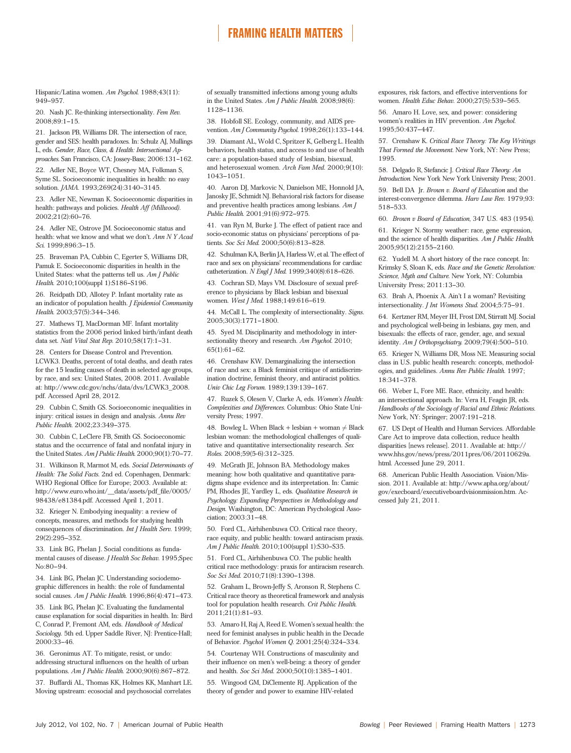Hispanic/Latina women. *Am Psychol.* 1988;43(11): 949–957.

20. Nash JC. Re-thinking intersectionality. *Fem Rev.* 2008;89:1–15.

21. Jackson PB, Williams DR. The intersection of race, gender and SES: health paradoxes. In: Schulz AJ, Mullings L, eds. *Gender, Race, Class, & Health: Intersectional Approaches.* San Francisco, CA: Jossey-Bass; 2006:131–162.

22. Adler NE, Boyce WT, Chesney MA, Folkman S, Syme SL. Socioeconomic inequalities in health: no easy solution. *JAMA.* 1993;269(24):3140–3145.

23. Adler NE, Newman K. Socioeconomic disparities in health: pathways and policies. *Health Aff (Millwood).* 2002;21(2):60–76.

24. Adler NE, Ostrove JM. Socioeconomic status and health: what we know and what we don't. *Ann N Y Acad Sci.* 1999;896:3–15.

25. Braveman PA, Cubbin C, Egerter S, Williams DR, Pamuk E. Socioeconomic disparities in health in the United States: what the patterns tell us. *Am J Public Health.* 2010;100(suppl 1):S186–S196.

26. Reidpath DD, Allotey P. Infant mortality rate as an indicator of population health. *J Epidemiol Community Health.* 2003;57(5):344–346.

27. Mathews TJ, MacDorman MF. Infant mortality statistics from the 2006 period linked birth/infant death data set. *Natl Vital Stat Rep.* 2010;58(17):1–31.

28. Centers for Disease Control and Prevention. LCWK3. Deaths, percent of total deaths, and death rates for the 15 leading causes of death in selected age groups, by race, and sex: United States, 2008. 2011. Available at: http://www.cdc.gov/nchs/data/dvs/LCWK3_2008.pdf. Accessed April 28, 2012.

29. Cubbin C, Smith GS. Socioeconomic inequalities in injury: critical issues in design and analysis. *Annu Rev Public Health.* 2002;23:349–375.

30. Cubbin C, LeClere FB, Smith GS. Socioeconomic status and the occurrence of fatal and nonfatal injury in the United States. *Am J Public Health.* 2000;90(1):70–77.

31. Wilkinson R, Marmot M, eds. *Social Determinants of Health: The Solid Facts.* 2nd ed. Copenhagen, Denmark: WHO Regional Office for Europe; 2003. Available at: http://www.euro.who.int/__data/assets/pdf_file/0005/98438/e81384.pdf. Accessed April 1, 2011.

32. Krieger N. Embodying inequality: a review of concepts, measures, and methods for studying health consequences of discrimination. *Int J Health Serv.* 1999; 29(2):295–352.

33. Link BG, Phelan J. Social conditions as fundamental causes of disease. *J Health Soc Behav.* 1995;Spec No:80–94.

34. Link BG, Phelan JC. Understanding sociodemographic differences in health: the role of fundamental social causes. *Am J Public Health.* 1996;86(4):471–473.

35. Link BG, Phelan JC. Evaluating the fundamental cause explanation for social disparities in health. In: Bird C, Conrad P, Fremont AM, eds. *Handbook of Medical Sociology.* 5th ed. Upper Saddle River, NJ: Prentice-Hall; 2000:33–46.

36. Geronimus AT. To mitigate, resist, or undo: addressing structural influences on the health of urban populations. *Am J Public Health.* 2000;90(6):867–872.

37. Buffardi AL, Thomas KK, Holmes KK, Manhart LE. Moving upstream: ecosocial and psychosocial correlates of sexually transmitted infections among young adults in the United States. *Am J Public Health.* 2008;98(6): 1128–1136.

38. Hobfoll SE. Ecology, community, and AIDS prevention. *Am J Community Psychol.* 1998;26(1):133–144.

39. Diamant AL, Wold C, Spritzer K, Gelberg L. Health behaviors, health status, and access to and use of health care: a population-based study of lesbian, bisexual, and heterosexual women. *Arch Fam Med.* 2000;9(10): 1043–1051.

40. Aaron DJ, Markovic N, Danielson ME, Honnold JA, Janosky JE, Schmidt NJ. Behavioral risk factors for disease and preventive health practices among lesbians. *Am J Public Health.* 2001;91(6):972–975.

41. van Ryn M, Burke J. The effect of patient race and socio-economic status on physicians' perceptions of patients. *Soc Sci Med.* 2000;50(6):813–828.

42. Schulman KA, Berlin JA, Harless W, et al. The effect of race and sex on physicians' recommendations for cardiac catheterization. *N Engl J Med.* 1999;340(8):618–626.

43. Cochran SD, Mays VM. Disclosure of sexual preference to physicians by Black lesbian and bisexual women. *West J Med.* 1988;149:616–619.

44. McCall L. The complexity of intersectionality. *Signs.* 2005;30(3):1771–1800.

45. Syed M. Disciplinarity and methodology in intersectionality theory and research. *Am Psychol.* 2010; 65(1):61–62.

46. Crenshaw KW. Demarginalizing the intersection of race and sex: a Black feminist critique of antidiscrimination doctrine, feminist theory, and antiracist politics. *Univ Chic Leg Forum.* 1989;139:139–167.

47. Ruzek S, Olesen V, Clarke A, eds. *Women's Health: Complexities and Differences.* Columbus: Ohio State University Press; 1997.

48. Bowleg L. When Black + lesbian + woman ≠ Black lesbian woman: the methodological challenges of qualitative and quantitative intersectionality research. *Sex Roles.* 2008;59(5-6):312–325.

49. McGrath JE, Johnson BA. Methodology makes meaning: how both qualitative and quantitative paradigms shape evidence and its interpretation. In: Camic PM, Rhodes JE, Yardley L, eds. *Qualitative Research in Psychology: Expanding Perspectives in Methodology and Design.* Washington, DC: American Psychological Association; 2003:31–48.

50. Ford CL, Airhihenbuwa CO. Critical race theory, race equity, and public health: toward antiracism praxis. *Am J Public Health.* 2010;100(suppl 1):S30–S35.

51. Ford CL, Airhihenbuwa CO. The public health critical race methodology: praxis for antiracism research. *Soc Sci Med.* 2010;71(8):1390–1398.

52. Graham L, Brown-Jeffy S, Aronson R, Stephens C. Critical race theory as theoretical framework and analysis tool for population health research. *Crit Public Health.* 2011;21(1):81–93.

53. Amaro H, Raj A, Reed E. Women's sexual health: the need for feminist analyses in public health in the Decade of Behavior. *Psychol Women Q.* 2001;25(4):324–334.

54. Courtenay WH. Constructions of masculinity and their influence on men's well-being: a theory of gender and health. *Soc Sci Med.* 2000;50(10):1385–1401.

55. Wingood GM, DiClemente RJ. Application of the theory of gender and power to examine HIV-related exposures, risk factors, and effective interventions for women. *Health Educ Behav.* 2000;27(5):539–565.

56. Amaro H. Love, sex, and power: considering women's realities in HIV prevention. *Am Psychol.* 1995;50:437–447.

57. Crenshaw K. *Critical Race Theory: The Key Writings That Formed the Movement.* New York, NY: New Press; 1995.

58. Delgado R, Stefancic J. *Critical Race Theory: An Introduction.* New York New York University Press; 2001.

59. Bell DA Jr. *Brown v. Board of Education* and the interest-convergence dilemma. *Harv Law Rev.* 1979;93: 518–533.

60. *Brown v Board of Education,* 347 U.S. 483 (1954).

61. Krieger N. Stormy weather: race, gene expression, and the science of health disparities. *Am J Public Health.* 2005;95(12):2155–2160.

62. Yudell M. A short history of the race concept. In: Krimsky S, Sloan K, eds. *Race and the Genetic Revolution: Science, Myth and Culture.* New York, NY: Columbia University Press; 2011:13–30.

63. Brah A, Phoenix A. Ain't I a woman? Revisiting intersectionality. *J Int Womens Stud.* 2004;5:75–91.

64. Kertzner RM, Meyer IH, Frost DM, Stirratt MJ. Social and psychological well-being in lesbians, gay men, and bisexuals: the effects of race, gender, age, and sexual identity. *Am J Orthopsychiatry.* 2009;79(4):500–510.

65. Krieger N, Williams DR, Moss NE. Measuring social class in U.S. public health research: concepts, methodologies, and guidelines. *Annu Rev Public Health.* 1997; 18:341–378.

66. Weber L, Fore ME. Race, ethnicity, and health: an intersectional approach. In: Vera H, Feagin JR, eds. *Handbooks of the Sociology of Racial and Ethnic Relations.* New York, NY: Springer; 2007:191–218.

67. US Dept of Health and Human Services. Affordable Care Act to improve data collection, reduce health disparities [news release]. 2011. Available at: http://www.hhs.gov/news/press/2011pres/06/20110629a.html. Accessed June 29, 2011.

68. American Public Health Association. Vision/Mission. 2011. Available at: http://www.apha.org/about/gov/execboard/executiveboardvisionmission.htm. Accessed July 21, 2011.